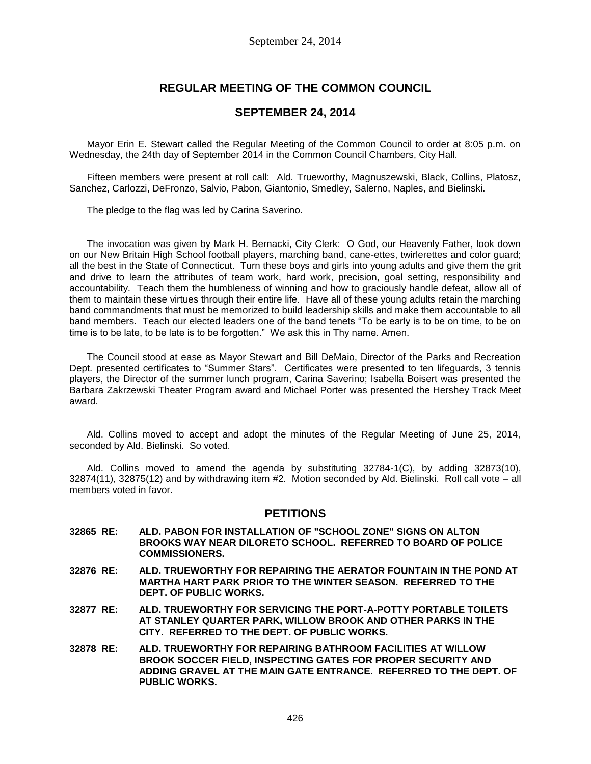# REGULAR MEETING OF THE COMMON COUNCIL

## SEPTEMBER 24, 2014

Mayor Erin E. Stewart called the Regular Meeting of the Common Council to order at 8:05 p.m. on Wednesday, the 24th day of September 2014 in the Common Council Chambers, City Hall.

Fifteen members were present at roll call: Ald. Trueworthy, Magnuszewski, Black, Collins, Platosz, Sanchez, Carlozzi, DeFronzo, Salvio, Pabon, Giantonio, Smedley, Salerno, Naples, and Bielinski.

The pledge to the flag was led by Carina Saverino.

The invocation was given by Mark H. Bernacki, City Clerk: O God, our Heavenly Father, look down on our New Britain High School football players, marching band, cane-ettes, twirlerettes and color guard; all the best in the State of Connecticut. Turn these boys and girls into young adults and give them the grit and drive to learn the attributes of team work, hard work, precision, goal setting, responsibility and accountability. Teach them the humbleness of winning and how to graciously handle defeat, allow all of them to maintain these virtues through their entire life. Have all of these young adults retain the marching band commandments that must be memorized to build leadership skills and make them accountable to all band members. Teach our elected leaders one of the band tenets "To be early is to be on time, to be on time is to be late, to be late is to be forgotten." We ask this in Thy name. Amen.

The Council stood at ease as Mayor Stewart and Bill DeMaio, Director of the Parks and Recreation Dept. presented certificates to "Summer Stars". Certificates were presented to ten lifeguards, 3 tennis players, the Director of the summer lunch program, Carina Saverino; Isabella Boisert was presented the Barbara Zakrzewski Theater Program award and Michael Porter was presented the Hershey Track Meet award.

Ald. Collins moved to accept and adopt the minutes of the Regular Meeting of June 25, 2014, seconded by Ald. Bielinski. So voted.

Ald. Collins moved to amend the agenda by substituting 32784-1(C), by adding 32873(10), 32874(11), 32875(12) and by withdrawing item #2. Motion seconded by Ald. Bielinski. Roll call vote – all members voted in favor.

## PETITIONS

**32865 RE: ALD. PABON FOR INSTALLATION OF "SCHOOL ZONE" SIGNS ON ALTON BROOKS WAY NEAR DILORETO SCHOOL. REFERRED TO BOARD OF POLICE COMMISSIONERS.**

**32876 RE: ALD. TRUEWORTHY FOR REPAIRING THE AERATOR FOUNTAIN IN THE POND AT MARTHA HART PARK PRIOR TO THE WINTER SEASON. REFERRED TO THE DEPT. OF PUBLIC WORKS.**

**32877 RE: ALD. TRUEWORTHY FOR SERVICING THE PORT-A-POTTY PORTABLE TOILETS AT STANLEY QUARTER PARK, WILLOW BROOK AND OTHER PARKS IN THE CITY. REFERRED TO THE DEPT. OF PUBLIC WORKS.**

**32878 RE: ALD. TRUEWORTHY FOR REPAIRING BATHROOM FACILITIES AT WILLOW BROOK SOCCER FIELD, INSPECTING GATES FOR PROPER SECURITY AND ADDING GRAVEL AT THE MAIN GATE ENTRANCE. REFERRED TO THE DEPT. OF PUBLIC WORKS.**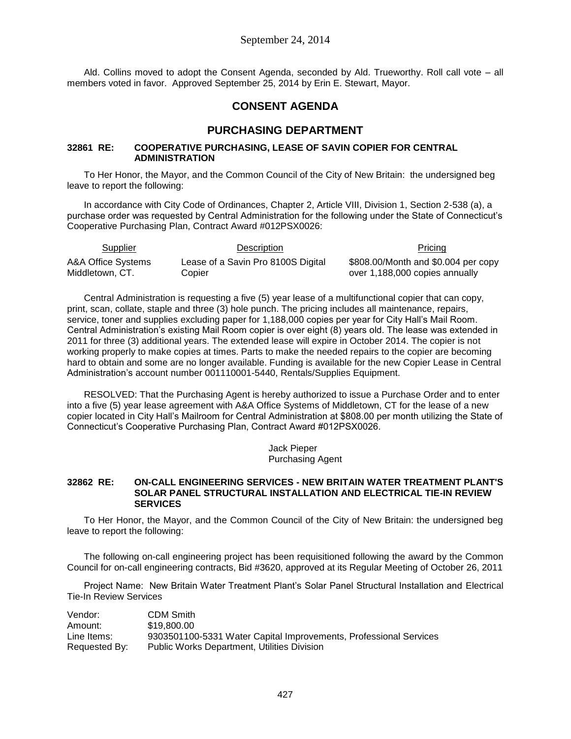Ald. Collins moved to adopt the Consent Agenda, seconded by Ald. Trueworthy. Roll call vote – all members voted in favor. Approved September 25, 2014 by Erin E. Stewart, Mayor.

# CONSENT AGENDA

## PURCHASING DEPARTMENT

### 32861 RE: COOPERATIVE PURCHASING, LEASE OF SAVIN COPIER FOR CENTRAL ADMINISTRATION

To Her Honor, the Mayor, and the Common Council of the City of New Britain: the undersigned beg leave to report the following:

In accordance with City Code of Ordinances, Chapter 2, Article VIII, Division 1, Section 2-538 (a), a purchase order was requested by Central Administration for the following under the State of Connecticut's Cooperative Purchasing Plan, Contract Award #012PSX0026:

| Supplier | Description | Pricing |
|---|---|---|
| A&A Office Systems Middletown, CT. | Lease of a Savin Pro 8100S Digital Copier | $808.00/Month and $0.004 per copy over 1,188,000 copies annually |

Central Administration is requesting a five (5) year lease of a multifunctional copier that can copy, print, scan, collate, staple and three (3) hole punch. The pricing includes all maintenance, repairs, service, toner and supplies excluding paper for 1,188,000 copies per year for City Hall's Mail Room. Central Administration's existing Mail Room copier is over eight (8) years old. The lease was extended in 2011 for three (3) additional years. The extended lease will expire in October 2014. The copier is not working properly to make copies at times. Parts to make the needed repairs to the copier are becoming hard to obtain and some are no longer available. Funding is available for the new Copier Lease in Central Administration's account number 001110001-5440, Rentals/Supplies Equipment.

RESOLVED: That the Purchasing Agent is hereby authorized to issue a Purchase Order and to enter into a five (5) year lease agreement with A&A Office Systems of Middletown, CT for the lease of a new copier located in City Hall's Mailroom for Central Administration at $808.00 per month utilizing the State of Connecticut's Cooperative Purchasing Plan, Contract Award #012PSX0026.

Jack Pieper
Purchasing Agent

### 32862 RE: ON-CALL ENGINEERING SERVICES - NEW BRITAIN WATER TREATMENT PLANT'S SOLAR PANEL STRUCTURAL INSTALLATION AND ELECTRICAL TIE-IN REVIEW SERVICES

To Her Honor, the Mayor, and the Common Council of the City of New Britain: the undersigned beg leave to report the following:

The following on-call engineering project has been requisitioned following the award by the Common Council for on-call engineering contracts, Bid #3620, approved at its Regular Meeting of October 26, 2011

Project Name: New Britain Water Treatment Plant's Solar Panel Structural Installation and Electrical Tie-In Review Services

Vendor: CDM Smith
Amount: $19,800.00
Line Items: 9303501100-5331 Water Capital Improvements, Professional Services
Requested By: Public Works Department, Utilities Division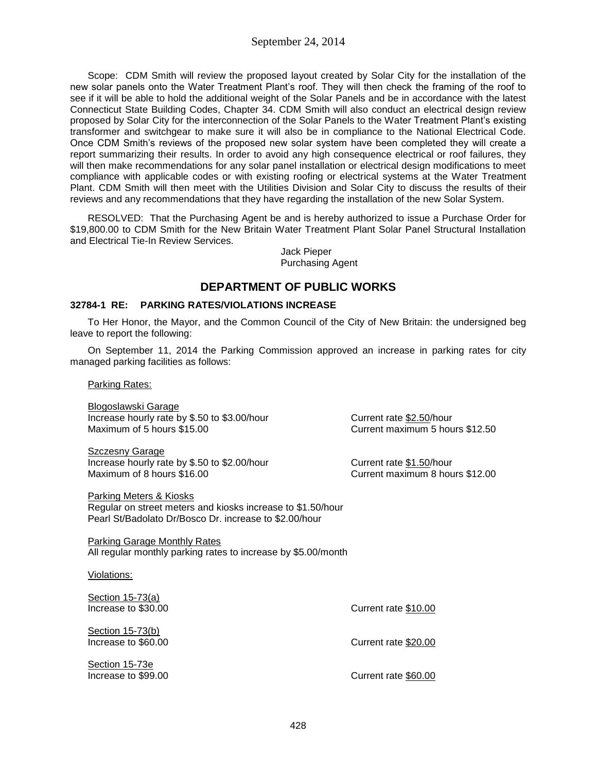Scope: CDM Smith will review the proposed layout created by Solar City for the installation of the new solar panels onto the Water Treatment Plant's roof. They will then check the framing of the roof to see if it will be able to hold the additional weight of the Solar Panels and be in accordance with the latest Connecticut State Building Codes, Chapter 34. CDM Smith will also conduct an electrical design review proposed by Solar City for the interconnection of the Solar Panels to the Water Treatment Plant's existing transformer and switchgear to make sure it will also be in compliance to the National Electrical Code. Once CDM Smith's reviews of the proposed new solar system have been completed they will create a report summarizing their results. In order to avoid any high consequence electrical or roof failures, they will then make recommendations for any solar panel installation or electrical design modifications to meet compliance with applicable codes or with existing roofing or electrical systems at the Water Treatment Plant. CDM Smith will then meet with the Utilities Division and Solar City to discuss the results of their reviews and any recommendations that they have regarding the installation of the new Solar System.

RESOLVED: That the Purchasing Agent be and is hereby authorized to issue a Purchase Order for $19,800.00 to CDM Smith for the New Britain Water Treatment Plant Solar Panel Structural Installation and Electrical Tie-In Review Services.

Jack Pieper
Purchasing Agent

## DEPARTMENT OF PUBLIC WORKS

### 32784-1 RE: PARKING RATES/VIOLATIONS INCREASE

To Her Honor, the Mayor, and the Common Council of the City of New Britain: the undersigned beg leave to report the following:

On September 11, 2014 the Parking Commission approved an increase in parking rates for city managed parking facilities as follows:

Parking Rates:

Blogoslawski Garage
Increase hourly rate by $.50 to $3.00/hour — Current rate $2.50/hour
Maximum of 5 hours $15.00 — Current maximum 5 hours $12.50

Szczesny Garage
Increase hourly rate by $.50 to $2.00/hour — Current rate $1.50/hour
Maximum of 8 hours $16.00 — Current maximum 8 hours $12.00

Parking Meters & Kiosks
Regular on street meters and kiosks increase to $1.50/hour
Pearl St/Badolato Dr/Bosco Dr. increase to $2.00/hour

Parking Garage Monthly Rates
All regular monthly parking rates to increase by $5.00/month

Violations:

Section 15-73(a)
Increase to $30.00 — Current rate $10.00

Section 15-73(b)
Increase to $60.00 — Current rate $20.00

Section 15-73e
Increase to $99.00 — Current rate $60.00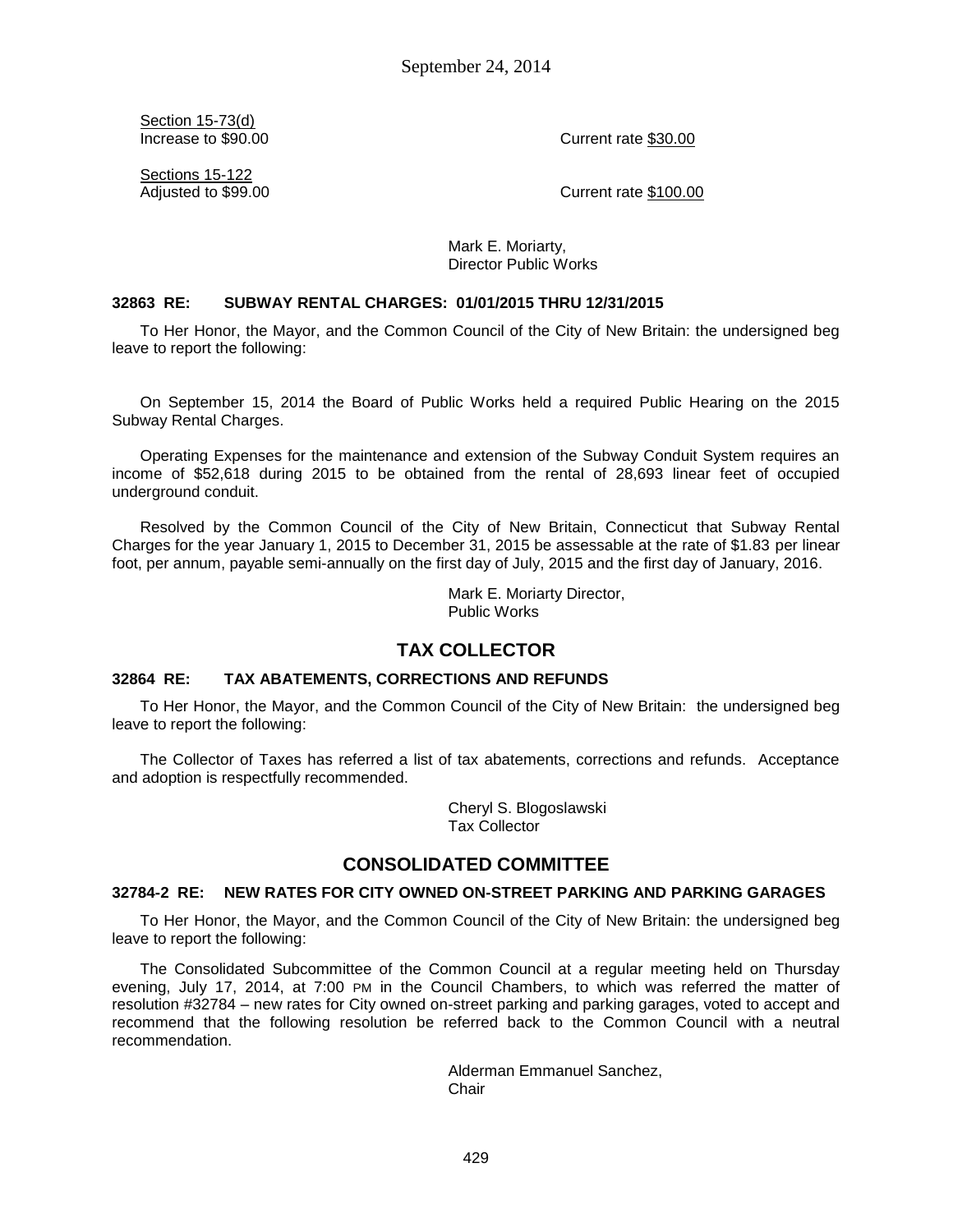Section 15-73(d)
Increase to $90.00 Current rate $30.00

Sections 15-122
Adjusted to $99.00 Current rate $100.00

Mark E. Moriarty,
Director Public Works

**32863 RE: SUBWAY RENTAL CHARGES: 01/01/2015 THRU 12/31/2015**

To Her Honor, the Mayor, and the Common Council of the City of New Britain: the undersigned beg leave to report the following:

On September 15, 2014 the Board of Public Works held a required Public Hearing on the 2015 Subway Rental Charges.

Operating Expenses for the maintenance and extension of the Subway Conduit System requires an income of $52,618 during 2015 to be obtained from the rental of 28,693 linear feet of occupied underground conduit.

Resolved by the Common Council of the City of New Britain, Connecticut that Subway Rental Charges for the year January 1, 2015 to December 31, 2015 be assessable at the rate of $1.83 per linear foot, per annum, payable semi-annually on the first day of July, 2015 and the first day of January, 2016.

Mark E. Moriarty Director,
Public Works

## TAX COLLECTOR

**32864 RE: TAX ABATEMENTS, CORRECTIONS AND REFUNDS**

To Her Honor, the Mayor, and the Common Council of the City of New Britain: the undersigned beg leave to report the following:

The Collector of Taxes has referred a list of tax abatements, corrections and refunds. Acceptance and adoption is respectfully recommended.

Cheryl S. Blogoslawski
Tax Collector

## CONSOLIDATED COMMITTEE

**32784-2 RE: NEW RATES FOR CITY OWNED ON-STREET PARKING AND PARKING GARAGES**

To Her Honor, the Mayor, and the Common Council of the City of New Britain: the undersigned beg leave to report the following:

The Consolidated Subcommittee of the Common Council at a regular meeting held on Thursday evening, July 17, 2014, at 7:00 PM in the Council Chambers, to which was referred the matter of resolution #32784 – new rates for City owned on-street parking and parking garages, voted to accept and recommend that the following resolution be referred back to the Common Council with a neutral recommendation.

Alderman Emmanuel Sanchez,
Chair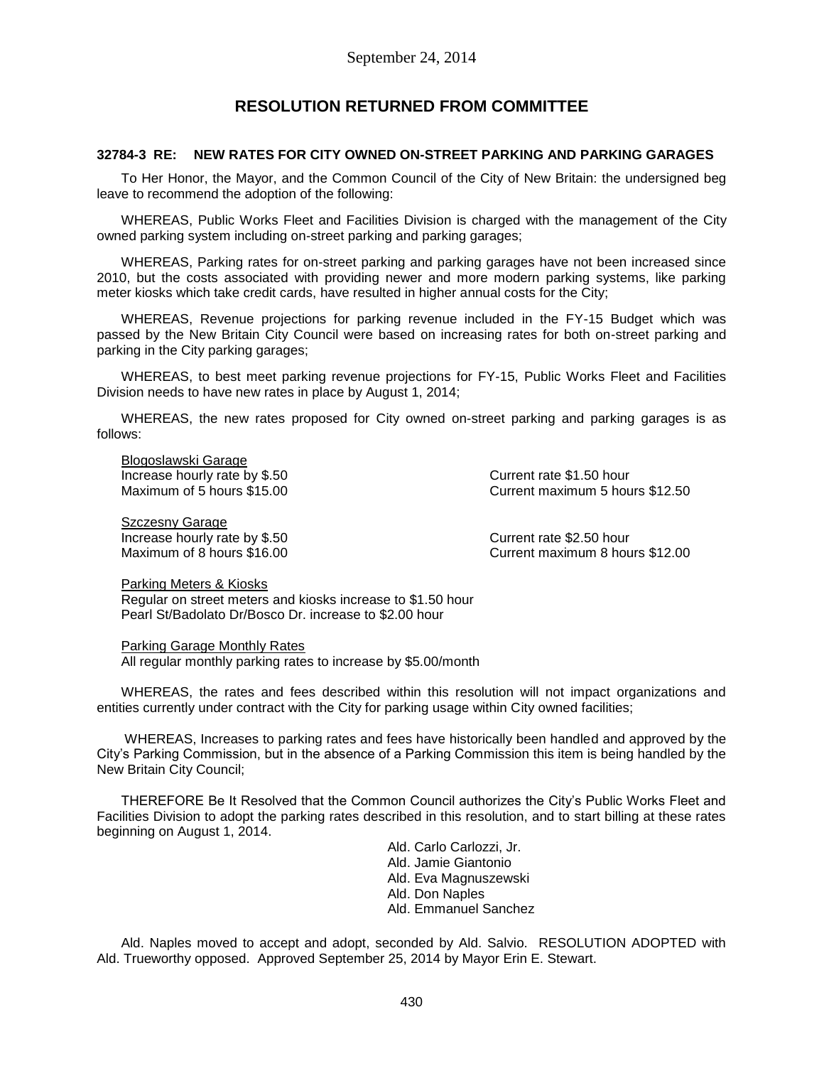September 24, 2014

## RESOLUTION RETURNED FROM COMMITTEE

**32784-3 RE: NEW RATES FOR CITY OWNED ON-STREET PARKING AND PARKING GARAGES**

To Her Honor, the Mayor, and the Common Council of the City of New Britain: the undersigned beg leave to recommend the adoption of the following:

WHEREAS, Public Works Fleet and Facilities Division is charged with the management of the City owned parking system including on-street parking and parking garages;

WHEREAS, Parking rates for on-street parking and parking garages have not been increased since 2010, but the costs associated with providing newer and more modern parking systems, like parking meter kiosks which take credit cards, have resulted in higher annual costs for the City;

WHEREAS, Revenue projections for parking revenue included in the FY-15 Budget which was passed by the New Britain City Council were based on increasing rates for both on-street parking and parking in the City parking garages;

WHEREAS, to best meet parking revenue projections for FY-15, Public Works Fleet and Facilities Division needs to have new rates in place by August 1, 2014;

WHEREAS, the new rates proposed for City owned on-street parking and parking garages is as follows:

Blogoslawski Garage
Increase hourly rate by $.50 — Current rate $1.50 hour
Maximum of 5 hours $15.00 — Current maximum 5 hours $12.50

Szczesny Garage
Increase hourly rate by $.50 — Current rate $2.50 hour
Maximum of 8 hours $16.00 — Current maximum 8 hours $12.00

Parking Meters & Kiosks
Regular on street meters and kiosks increase to $1.50 hour
Pearl St/Badolato Dr/Bosco Dr. increase to $2.00 hour

Parking Garage Monthly Rates
All regular monthly parking rates to increase by $5.00/month

WHEREAS, the rates and fees described within this resolution will not impact organizations and entities currently under contract with the City for parking usage within City owned facilities;

WHEREAS, Increases to parking rates and fees have historically been handled and approved by the City's Parking Commission, but in the absence of a Parking Commission this item is being handled by the New Britain City Council;

THEREFORE Be It Resolved that the Common Council authorizes the City's Public Works Fleet and Facilities Division to adopt the parking rates described in this resolution, and to start billing at these rates beginning on August 1, 2014.

Ald. Carlo Carlozzi, Jr.
Ald. Jamie Giantonio
Ald. Eva Magnuszewski
Ald. Don Naples
Ald. Emmanuel Sanchez

Ald. Naples moved to accept and adopt, seconded by Ald. Salvio. RESOLUTION ADOPTED with Ald. Trueworthy opposed. Approved September 25, 2014 by Mayor Erin E. Stewart.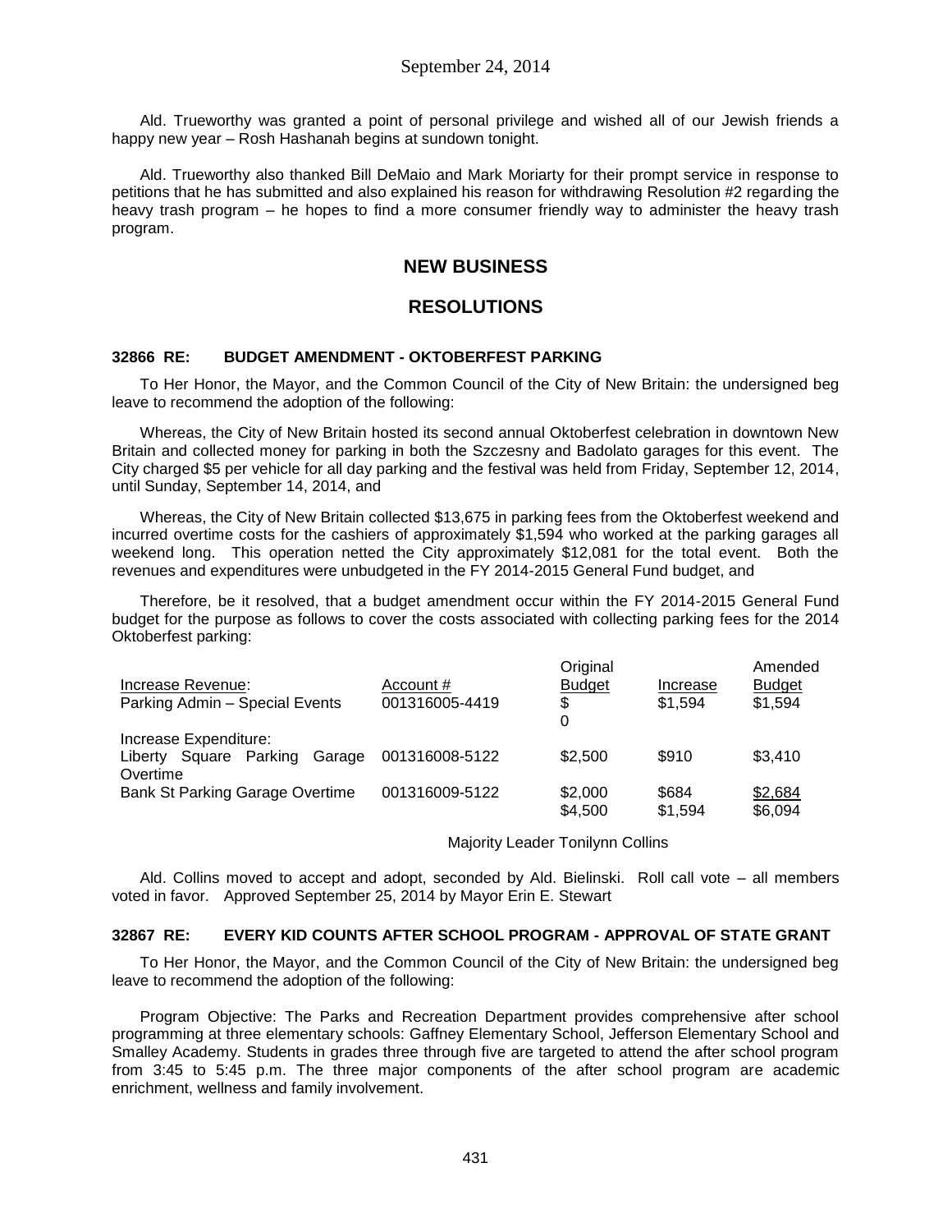Ald. Trueworthy was granted a point of personal privilege and wished all of our Jewish friends a happy new year – Rosh Hashanah begins at sundown tonight.

Ald. Trueworthy also thanked Bill DeMaio and Mark Moriarty for their prompt service in response to petitions that he has submitted and also explained his reason for withdrawing Resolution #2 regarding the heavy trash program – he hopes to find a more consumer friendly way to administer the heavy trash program.

## NEW BUSINESS

## RESOLUTIONS

### 32866 RE: BUDGET AMENDMENT - OKTOBERFEST PARKING

To Her Honor, the Mayor, and the Common Council of the City of New Britain: the undersigned beg leave to recommend the adoption of the following:

Whereas, the City of New Britain hosted its second annual Oktoberfest celebration in downtown New Britain and collected money for parking in both the Szczesny and Badolato garages for this event. The City charged $5 per vehicle for all day parking and the festival was held from Friday, September 12, 2014, until Sunday, September 14, 2014, and

Whereas, the City of New Britain collected $13,675 in parking fees from the Oktoberfest weekend and incurred overtime costs for the cashiers of approximately $1,594 who worked at the parking garages all weekend long. This operation netted the City approximately $12,081 for the total event. Both the revenues and expenditures were unbudgeted in the FY 2014-2015 General Fund budget, and

Therefore, be it resolved, that a budget amendment occur within the FY 2014-2015 General Fund budget for the purpose as follows to cover the costs associated with collecting parking fees for the 2014 Oktoberfest parking:

| Increase Revenue: | Account # | Original Budget | Increase | Amended Budget |
|---|---|---|---|---|
| Parking Admin – Special Events | 001316005-4419 | $ 0 | $1,594 | $1,594 |
| Increase Expenditure: | | | | |
| Liberty Square Parking Garage Overtime | 001316008-5122 | $2,500 | $910 | $3,410 |
| Bank St Parking Garage Overtime | 001316009-5122 | $2,000 | $684 | $2,684 |
| | | $4,500 | $1,594 | $6,094 |

Majority Leader Tonilynn Collins

Ald. Collins moved to accept and adopt, seconded by Ald. Bielinski. Roll call vote – all members voted in favor. Approved September 25, 2014 by Mayor Erin E. Stewart

### 32867 RE: EVERY KID COUNTS AFTER SCHOOL PROGRAM - APPROVAL OF STATE GRANT

To Her Honor, the Mayor, and the Common Council of the City of New Britain: the undersigned beg leave to recommend the adoption of the following:

Program Objective: The Parks and Recreation Department provides comprehensive after school programming at three elementary schools: Gaffney Elementary School, Jefferson Elementary School and Smalley Academy. Students in grades three through five are targeted to attend the after school program from 3:45 to 5:45 p.m. The three major components of the after school program are academic enrichment, wellness and family involvement.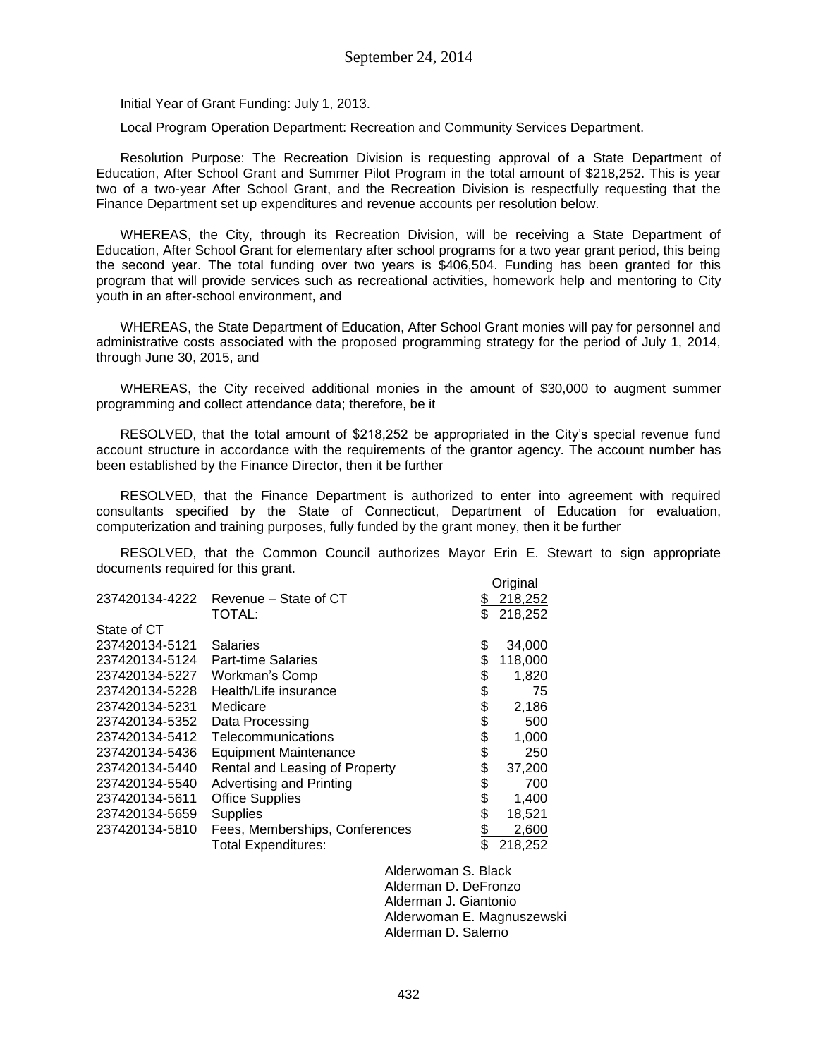Initial Year of Grant Funding: July 1, 2013.

Local Program Operation Department: Recreation and Community Services Department.

Resolution Purpose: The Recreation Division is requesting approval of a State Department of Education, After School Grant and Summer Pilot Program in the total amount of $218,252. This is year two of a two-year After School Grant, and the Recreation Division is respectfully requesting that the Finance Department set up expenditures and revenue accounts per resolution below.

WHEREAS, the City, through its Recreation Division, will be receiving a State Department of Education, After School Grant for elementary after school programs for a two year grant period, this being the second year. The total funding over two years is $406,504. Funding has been granted for this program that will provide services such as recreational activities, homework help and mentoring to City youth in an after-school environment, and

WHEREAS, the State Department of Education, After School Grant monies will pay for personnel and administrative costs associated with the proposed programming strategy for the period of July 1, 2014, through June 30, 2015, and

WHEREAS, the City received additional monies in the amount of $30,000 to augment summer programming and collect attendance data; therefore, be it

RESOLVED, that the total amount of $218,252 be appropriated in the City's special revenue fund account structure in accordance with the requirements of the grantor agency. The account number has been established by the Finance Director, then it be further

RESOLVED, that the Finance Department is authorized to enter into agreement with required consultants specified by the State of Connecticut, Department of Education for evaluation, computerization and training purposes, fully funded by the grant money, then it be further

RESOLVED, that the Common Council authorizes Mayor Erin E. Stewart to sign appropriate documents required for this grant.

| | | Original |
|---|---|---|
| 237420134-4222 | Revenue – State of CT | $ 218,252 |
| | TOTAL: | $ 218,252 |
| State of CT | | |
| 237420134-5121 | Salaries | $ 34,000 |
| 237420134-5124 | Part-time Salaries | $ 118,000 |
| 237420134-5227 | Workman's Comp | $ 1,820 |
| 237420134-5228 | Health/Life insurance | $ 75 |
| 237420134-5231 | Medicare | $ 2,186 |
| 237420134-5352 | Data Processing | $ 500 |
| 237420134-5412 | Telecommunications | $ 1,000 |
| 237420134-5436 | Equipment Maintenance | $ 250 |
| 237420134-5440 | Rental and Leasing of Property | $ 37,200 |
| 237420134-5540 | Advertising and Printing | $ 700 |
| 237420134-5611 | Office Supplies | $ 1,400 |
| 237420134-5659 | Supplies | $ 18,521 |
| 237420134-5810 | Fees, Memberships, Conferences | $ 2,600 |
| | Total Expenditures: | $ 218,252 |

Alderwoman S. Black
Alderman D. DeFronzo
Alderman J. Giantonio
Alderwoman E. Magnuszewski
Alderman D. Salerno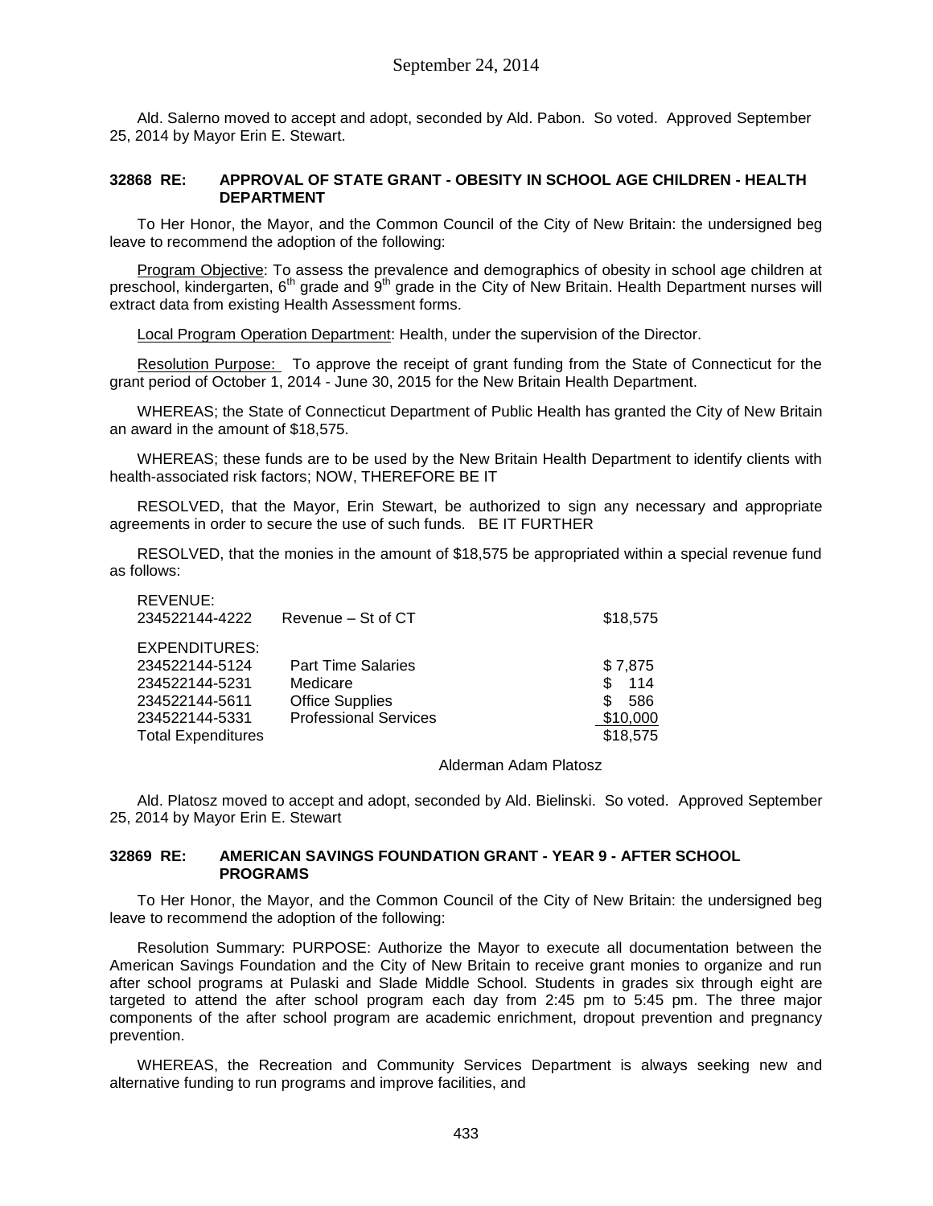Ald. Salerno moved to accept and adopt, seconded by Ald. Pabon. So voted. Approved September 25, 2014 by Mayor Erin E. Stewart.

**32868 RE: APPROVAL OF STATE GRANT - OBESITY IN SCHOOL AGE CHILDREN - HEALTH DEPARTMENT**

To Her Honor, the Mayor, and the Common Council of the City of New Britain: the undersigned beg leave to recommend the adoption of the following:

Program Objective: To assess the prevalence and demographics of obesity in school age children at preschool, kindergarten, 6th grade and 9th grade in the City of New Britain. Health Department nurses will extract data from existing Health Assessment forms.

Local Program Operation Department: Health, under the supervision of the Director.

Resolution Purpose: To approve the receipt of grant funding from the State of Connecticut for the grant period of October 1, 2014 - June 30, 2015 for the New Britain Health Department.

WHEREAS; the State of Connecticut Department of Public Health has granted the City of New Britain an award in the amount of $18,575.

WHEREAS; these funds are to be used by the New Britain Health Department to identify clients with health-associated risk factors; NOW, THEREFORE BE IT

RESOLVED, that the Mayor, Erin Stewart, be authorized to sign any necessary and appropriate agreements in order to secure the use of such funds. BE IT FURTHER

RESOLVED, that the monies in the amount of $18,575 be appropriated within a special revenue fund as follows:

| | | |
|---|---|---|
| REVENUE: | | |
| 234522144-4222 | Revenue – St of CT | $18,575 |
| EXPENDITURES: | | |
| 234522144-5124 | Part Time Salaries | $ 7,875 |
| 234522144-5231 | Medicare | $ 114 |
| 234522144-5611 | Office Supplies | $ 586 |
| 234522144-5331 | Professional Services | $10,000 |
| Total Expenditures | | $18,575 |

Alderman Adam Platosz

Ald. Platosz moved to accept and adopt, seconded by Ald. Bielinski. So voted. Approved September 25, 2014 by Mayor Erin E. Stewart

**32869 RE: AMERICAN SAVINGS FOUNDATION GRANT - YEAR 9 - AFTER SCHOOL PROGRAMS**

To Her Honor, the Mayor, and the Common Council of the City of New Britain: the undersigned beg leave to recommend the adoption of the following:

Resolution Summary: PURPOSE: Authorize the Mayor to execute all documentation between the American Savings Foundation and the City of New Britain to receive grant monies to organize and run after school programs at Pulaski and Slade Middle School. Students in grades six through eight are targeted to attend the after school program each day from 2:45 pm to 5:45 pm. The three major components of the after school program are academic enrichment, dropout prevention and pregnancy prevention.

WHEREAS, the Recreation and Community Services Department is always seeking new and alternative funding to run programs and improve facilities, and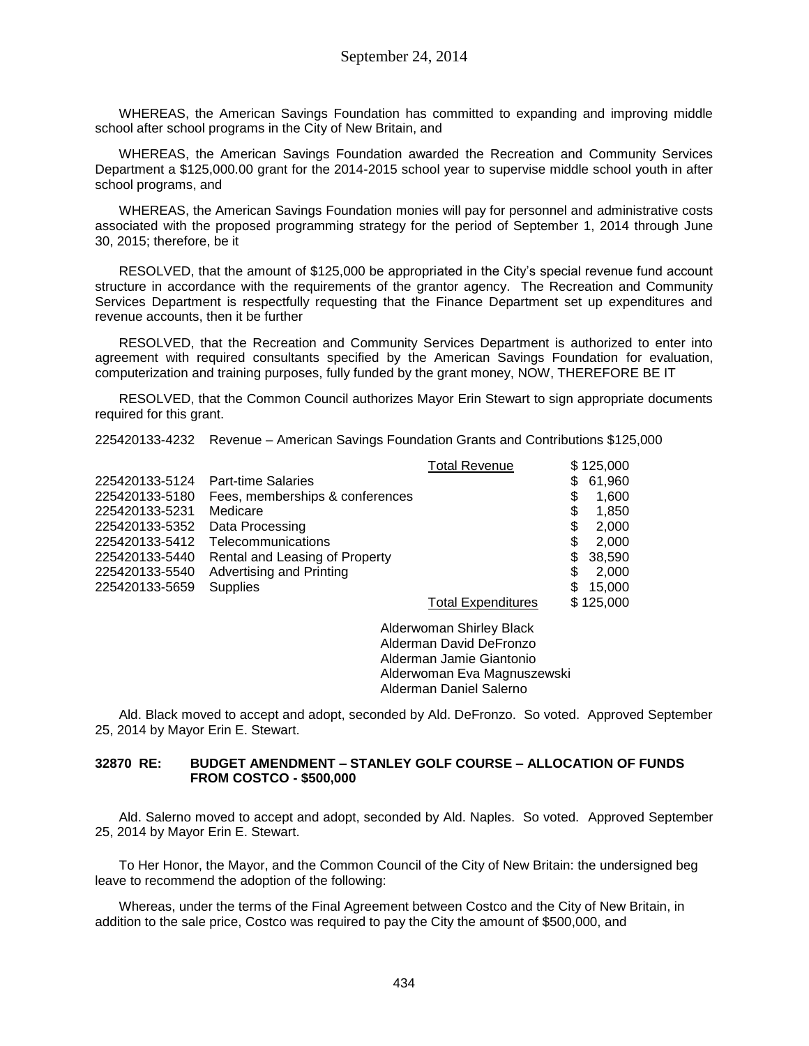WHEREAS, the American Savings Foundation has committed to expanding and improving middle school after school programs in the City of New Britain, and

WHEREAS, the American Savings Foundation awarded the Recreation and Community Services Department a $125,000.00 grant for the 2014-2015 school year to supervise middle school youth in after school programs, and

WHEREAS, the American Savings Foundation monies will pay for personnel and administrative costs associated with the proposed programming strategy for the period of September 1, 2014 through June 30, 2015; therefore, be it

RESOLVED, that the amount of $125,000 be appropriated in the City's special revenue fund account structure in accordance with the requirements of the grantor agency. The Recreation and Community Services Department is respectfully requesting that the Finance Department set up expenditures and revenue accounts, then it be further

RESOLVED, that the Recreation and Community Services Department is authorized to enter into agreement with required consultants specified by the American Savings Foundation for evaluation, computerization and training purposes, fully funded by the grant money, NOW, THEREFORE BE IT

RESOLVED, that the Common Council authorizes Mayor Erin Stewart to sign appropriate documents required for this grant.

225420133-4232 Revenue – American Savings Foundation Grants and Contributions $125,000

| | | | |
|---|---|---|---|
| | | Total Revenue | $ 125,000 |
| 225420133-5124 | Part-time Salaries | | $ 61,960 |
| 225420133-5180 | Fees, memberships & conferences | | $ 1,600 |
| 225420133-5231 | Medicare | | $ 1,850 |
| 225420133-5352 | Data Processing | | $ 2,000 |
| 225420133-5412 | Telecommunications | | $ 2,000 |
| 225420133-5440 | Rental and Leasing of Property | | $ 38,590 |
| 225420133-5540 | Advertising and Printing | | $ 2,000 |
| 225420133-5659 | Supplies | | $ 15,000 |
| | | Total Expenditures | $ 125,000 |

Alderwoman Shirley Black
Alderman David DeFronzo
Alderman Jamie Giantonio
Alderwoman Eva Magnuszewski
Alderman Daniel Salerno

Ald. Black moved to accept and adopt, seconded by Ald. DeFronzo. So voted. Approved September 25, 2014 by Mayor Erin E. Stewart.

**32870 RE: BUDGET AMENDMENT – STANLEY GOLF COURSE – ALLOCATION OF FUNDS FROM COSTCO - $500,000**

Ald. Salerno moved to accept and adopt, seconded by Ald. Naples. So voted. Approved September 25, 2014 by Mayor Erin E. Stewart.

To Her Honor, the Mayor, and the Common Council of the City of New Britain: the undersigned beg leave to recommend the adoption of the following:

Whereas, under the terms of the Final Agreement between Costco and the City of New Britain, in addition to the sale price, Costco was required to pay the City the amount of $500,000, and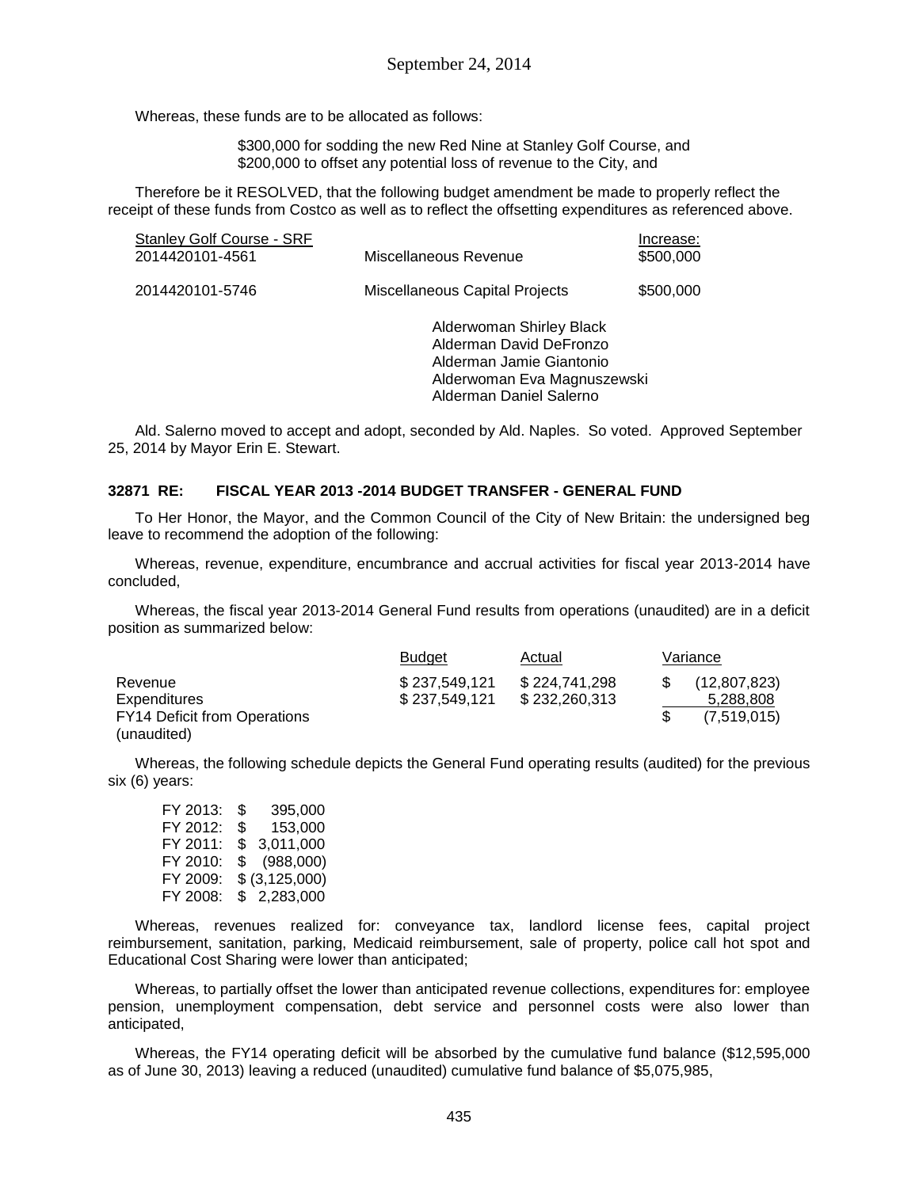Whereas, these funds are to be allocated as follows:

$300,000 for sodding the new Red Nine at Stanley Golf Course, and
$200,000 to offset any potential loss of revenue to the City, and

Therefore be it RESOLVED, that the following budget amendment be made to properly reflect the receipt of these funds from Costco as well as to reflect the offsetting expenditures as referenced above.

| Stanley Golf Course - SRF | | Increase: |
|---|---|---|
| 2014420101-4561 | Miscellaneous Revenue | $500,000 |
| 2014420101-5746 | Miscellaneous Capital Projects | $500,000 |

Alderwoman Shirley Black
Alderman David DeFronzo
Alderman Jamie Giantonio
Alderwoman Eva Magnuszewski
Alderman Daniel Salerno

Ald. Salerno moved to accept and adopt, seconded by Ald. Naples. So voted. Approved September 25, 2014 by Mayor Erin E. Stewart.

**32871 RE: FISCAL YEAR 2013 -2014 BUDGET TRANSFER - GENERAL FUND**

To Her Honor, the Mayor, and the Common Council of the City of New Britain: the undersigned beg leave to recommend the adoption of the following:

Whereas, revenue, expenditure, encumbrance and accrual activities for fiscal year 2013-2014 have concluded,

Whereas, the fiscal year 2013-2014 General Fund results from operations (unaudited) are in a deficit position as summarized below:

| | Budget | Actual | Variance |
|---|---|---|---|
| Revenue | $ 237,549,121 | $ 224,741,298 | $ (12,807,823) |
| Expenditures | $ 237,549,121 | $ 232,260,313 | 5,288,808 |
| FY14 Deficit from Operations (unaudited) | | | $ (7,519,015) |

Whereas, the following schedule depicts the General Fund operating results (audited) for the previous six (6) years:

| | |
|---|---|
| FY 2013: | $ 395,000 |
| FY 2012: | $ 153,000 |
| FY 2011: | $ 3,011,000 |
| FY 2010: | $ (988,000) |
| FY 2009: | $ (3,125,000) |
| FY 2008: | $ 2,283,000 |

Whereas, revenues realized for: conveyance tax, landlord license fees, capital project reimbursement, sanitation, parking, Medicaid reimbursement, sale of property, police call hot spot and Educational Cost Sharing were lower than anticipated;

Whereas, to partially offset the lower than anticipated revenue collections, expenditures for: employee pension, unemployment compensation, debt service and personnel costs were also lower than anticipated,

Whereas, the FY14 operating deficit will be absorbed by the cumulative fund balance ($12,595,000 as of June 30, 2013) leaving a reduced (unaudited) cumulative fund balance of $5,075,985,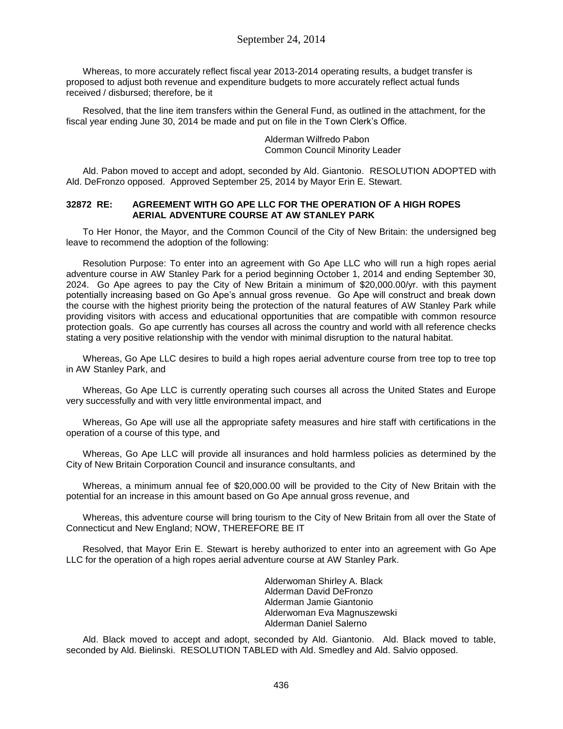Whereas, to more accurately reflect fiscal year 2013-2014 operating results, a budget transfer is proposed to adjust both revenue and expenditure budgets to more accurately reflect actual funds received / disbursed; therefore, be it

Resolved, that the line item transfers within the General Fund, as outlined in the attachment, for the fiscal year ending June 30, 2014 be made and put on file in the Town Clerk's Office.

Alderman Wilfredo Pabon
Common Council Minority Leader

Ald. Pabon moved to accept and adopt, seconded by Ald. Giantonio. RESOLUTION ADOPTED with Ald. DeFronzo opposed. Approved September 25, 2014 by Mayor Erin E. Stewart.

**32872 RE: AGREEMENT WITH GO APE LLC FOR THE OPERATION OF A HIGH ROPES AERIAL ADVENTURE COURSE AT AW STANLEY PARK**

To Her Honor, the Mayor, and the Common Council of the City of New Britain: the undersigned beg leave to recommend the adoption of the following:

Resolution Purpose: To enter into an agreement with Go Ape LLC who will run a high ropes aerial adventure course in AW Stanley Park for a period beginning October 1, 2014 and ending September 30, 2024. Go Ape agrees to pay the City of New Britain a minimum of $20,000.00/yr. with this payment potentially increasing based on Go Ape's annual gross revenue. Go Ape will construct and break down the course with the highest priority being the protection of the natural features of AW Stanley Park while providing visitors with access and educational opportunities that are compatible with common resource protection goals. Go ape currently has courses all across the country and world with all reference checks stating a very positive relationship with the vendor with minimal disruption to the natural habitat.

Whereas, Go Ape LLC desires to build a high ropes aerial adventure course from tree top to tree top in AW Stanley Park, and

Whereas, Go Ape LLC is currently operating such courses all across the United States and Europe very successfully and with very little environmental impact, and

Whereas, Go Ape will use all the appropriate safety measures and hire staff with certifications in the operation of a course of this type, and

Whereas, Go Ape LLC will provide all insurances and hold harmless policies as determined by the City of New Britain Corporation Council and insurance consultants, and

Whereas, a minimum annual fee of $20,000.00 will be provided to the City of New Britain with the potential for an increase in this amount based on Go Ape annual gross revenue, and

Whereas, this adventure course will bring tourism to the City of New Britain from all over the State of Connecticut and New England; NOW, THEREFORE BE IT

Resolved, that Mayor Erin E. Stewart is hereby authorized to enter into an agreement with Go Ape LLC for the operation of a high ropes aerial adventure course at AW Stanley Park.

Alderwoman Shirley A. Black
Alderman David DeFronzo
Alderman Jamie Giantonio
Alderwoman Eva Magnuszewski
Alderman Daniel Salerno

Ald. Black moved to accept and adopt, seconded by Ald. Giantonio. Ald. Black moved to table, seconded by Ald. Bielinski. RESOLUTION TABLED with Ald. Smedley and Ald. Salvio opposed.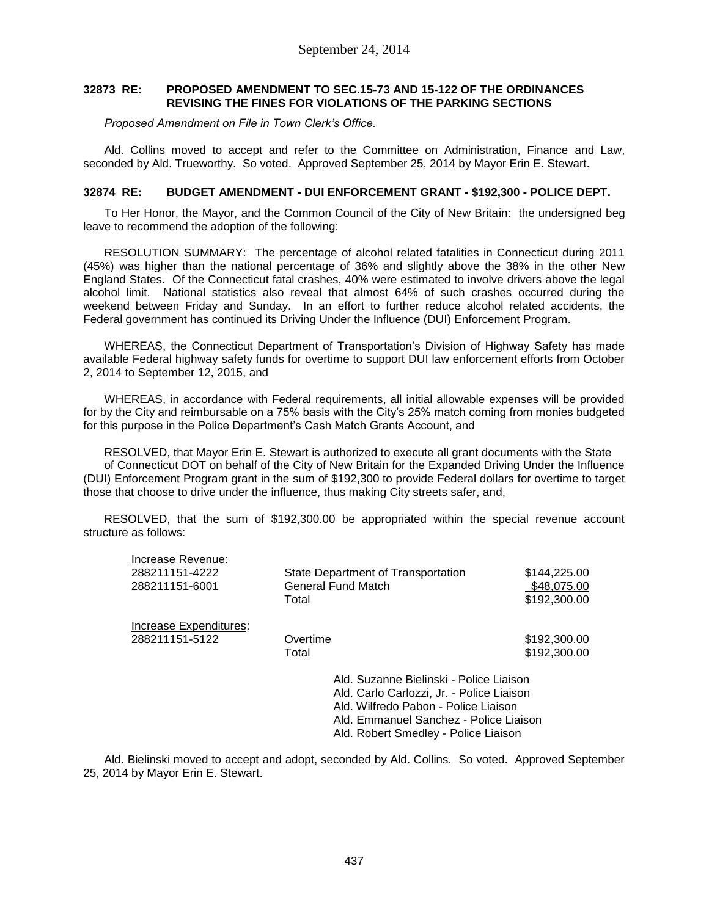September 24, 2014

**32873 RE: PROPOSED AMENDMENT TO SEC.15-73 AND 15-122 OF THE ORDINANCES REVISING THE FINES FOR VIOLATIONS OF THE PARKING SECTIONS**

*Proposed Amendment on File in Town Clerk's Office.*

Ald. Collins moved to accept and refer to the Committee on Administration, Finance and Law, seconded by Ald. Trueworthy. So voted. Approved September 25, 2014 by Mayor Erin E. Stewart.

**32874 RE: BUDGET AMENDMENT - DUI ENFORCEMENT GRANT - $192,300 - POLICE DEPT.**

To Her Honor, the Mayor, and the Common Council of the City of New Britain: the undersigned beg leave to recommend the adoption of the following:

RESOLUTION SUMMARY: The percentage of alcohol related fatalities in Connecticut during 2011 (45%) was higher than the national percentage of 36% and slightly above the 38% in the other New England States. Of the Connecticut fatal crashes, 40% were estimated to involve drivers above the legal alcohol limit. National statistics also reveal that almost 64% of such crashes occurred during the weekend between Friday and Sunday. In an effort to further reduce alcohol related accidents, the Federal government has continued its Driving Under the Influence (DUI) Enforcement Program.

WHEREAS, the Connecticut Department of Transportation's Division of Highway Safety has made available Federal highway safety funds for overtime to support DUI law enforcement efforts from October 2, 2014 to September 12, 2015, and

WHEREAS, in accordance with Federal requirements, all initial allowable expenses will be provided for by the City and reimbursable on a 75% basis with the City's 25% match coming from monies budgeted for this purpose in the Police Department's Cash Match Grants Account, and

RESOLVED, that Mayor Erin E. Stewart is authorized to execute all grant documents with the State of Connecticut DOT on behalf of the City of New Britain for the Expanded Driving Under the Influence (DUI) Enforcement Program grant in the sum of $192,300 to provide Federal dollars for overtime to target those that choose to drive under the influence, thus making City streets safer, and,

RESOLVED, that the sum of $192,300.00 be appropriated within the special revenue account structure as follows:

| Increase Revenue: | | |
|---|---|---|
| 288211151-4222 | State Department of Transportation | $144,225.00 |
| 288211151-6001 | General Fund Match | $48,075.00 |
| | Total | $192,300.00 |
| Increase Expenditures: | | |
| 288211151-5122 | Overtime | $192,300.00 |
| | Total | $192,300.00 |

Ald. Suzanne Bielinski - Police Liaison
Ald. Carlo Carlozzi, Jr. - Police Liaison
Ald. Wilfredo Pabon - Police Liaison
Ald. Emmanuel Sanchez - Police Liaison
Ald. Robert Smedley - Police Liaison

Ald. Bielinski moved to accept and adopt, seconded by Ald. Collins. So voted. Approved September 25, 2014 by Mayor Erin E. Stewart.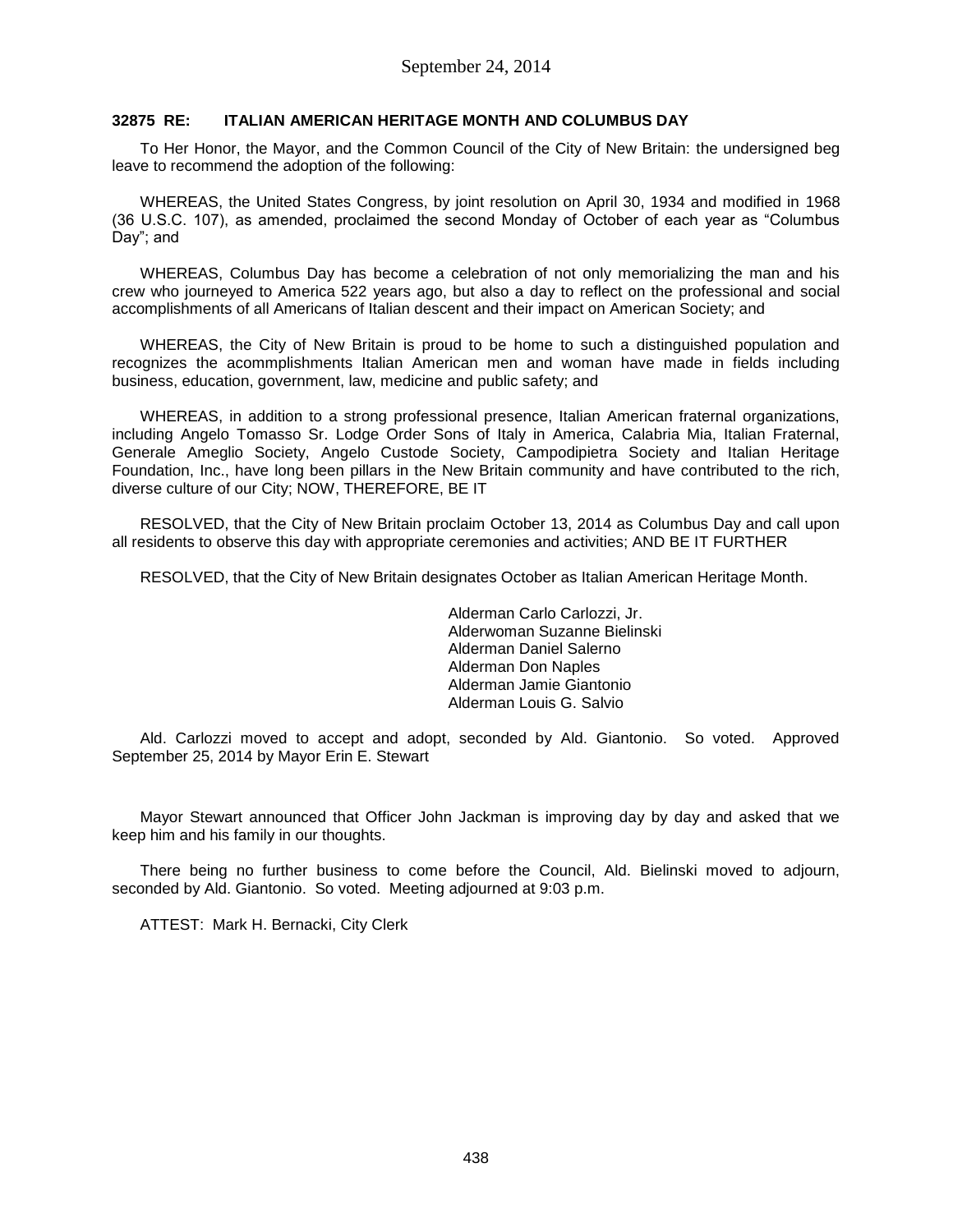**32875 RE: ITALIAN AMERICAN HERITAGE MONTH AND COLUMBUS DAY**

To Her Honor, the Mayor, and the Common Council of the City of New Britain: the undersigned beg leave to recommend the adoption of the following:

WHEREAS, the United States Congress, by joint resolution on April 30, 1934 and modified in 1968 (36 U.S.C. 107), as amended, proclaimed the second Monday of October of each year as "Columbus Day"; and

WHEREAS, Columbus Day has become a celebration of not only memorializing the man and his crew who journeyed to America 522 years ago, but also a day to reflect on the professional and social accomplishments of all Americans of Italian descent and their impact on American Society; and

WHEREAS, the City of New Britain is proud to be home to such a distinguished population and recognizes the acommplishments Italian American men and woman have made in fields including business, education, government, law, medicine and public safety; and

WHEREAS, in addition to a strong professional presence, Italian American fraternal organizations, including Angelo Tomasso Sr. Lodge Order Sons of Italy in America, Calabria Mia, Italian Fraternal, Generale Ameglio Society, Angelo Custode Society, Campodipietra Society and Italian Heritage Foundation, Inc., have long been pillars in the New Britain community and have contributed to the rich, diverse culture of our City; NOW, THEREFORE, BE IT

RESOLVED, that the City of New Britain proclaim October 13, 2014 as Columbus Day and call upon all residents to observe this day with appropriate ceremonies and activities; AND BE IT FURTHER

RESOLVED, that the City of New Britain designates October as Italian American Heritage Month.

Alderman Carlo Carlozzi, Jr.
Alderwoman Suzanne Bielinski
Alderman Daniel Salerno
Alderman Don Naples
Alderman Jamie Giantonio
Alderman Louis G. Salvio

Ald. Carlozzi moved to accept and adopt, seconded by Ald. Giantonio. So voted. Approved September 25, 2014 by Mayor Erin E. Stewart

Mayor Stewart announced that Officer John Jackman is improving day by day and asked that we keep him and his family in our thoughts.

There being no further business to come before the Council, Ald. Bielinski moved to adjourn, seconded by Ald. Giantonio. So voted. Meeting adjourned at 9:03 p.m.

ATTEST: Mark H. Bernacki, City Clerk